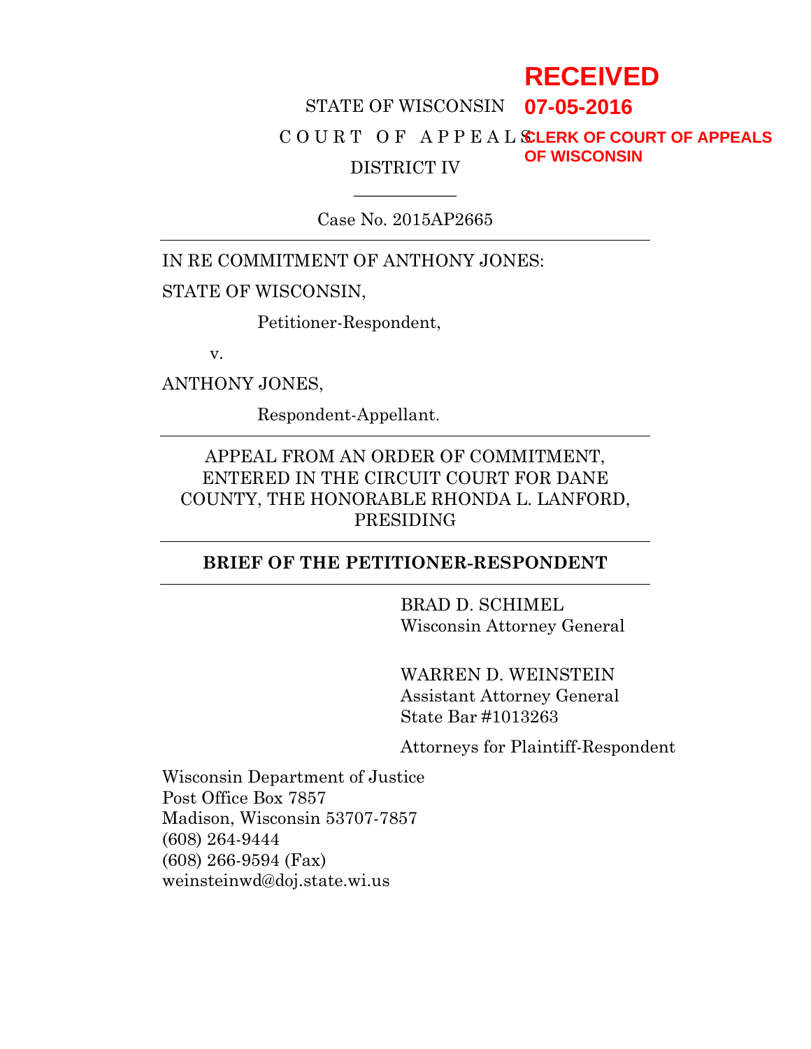RECEIVED
07-05-2016
CLERK OF COURT OF APPEALS
OF WISCONSIN

STATE OF WISCONSIN

C O U R T   O F   A P P E A L S

DISTRICT IV

Case No. 2015AP2665

---

IN RE COMMITMENT OF ANTHONY JONES:

STATE OF WISCONSIN,

Petitioner-Respondent,

v.

ANTHONY JONES,

Respondent-Appellant.

---

APPEAL FROM AN ORDER OF COMMITMENT, ENTERED IN THE CIRCUIT COURT FOR DANE COUNTY, THE HONORABLE RHONDA L. LANFORD, PRESIDING

---

**BRIEF OF THE PETITIONER-RESPONDENT**

---

BRAD D. SCHIMEL
Wisconsin Attorney General

WARREN D. WEINSTEIN
Assistant Attorney General
State Bar #1013263

Attorneys for Plaintiff-Respondent

Wisconsin Department of Justice
Post Office Box 7857
Madison, Wisconsin 53707-7857
(608) 264-9444
(608) 266-9594 (Fax)
weinsteinwd@doj.state.wi.us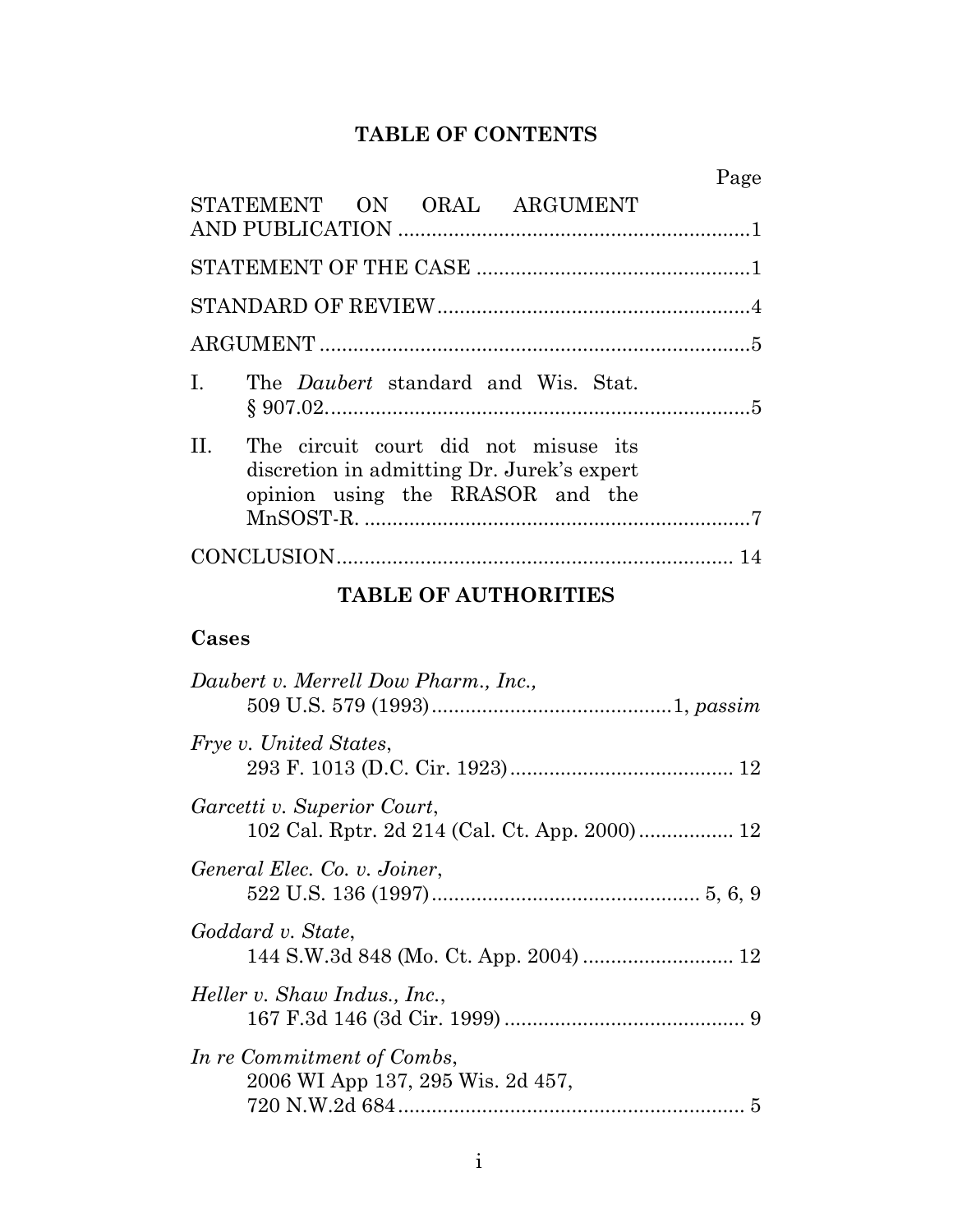## TABLE OF CONTENTS

| | Page |
|---|---|
| STATEMENT ON ORAL ARGUMENT AND PUBLICATION | 1 |
| STATEMENT OF THE CASE | 1 |
| STANDARD OF REVIEW | 4 |
| ARGUMENT | 5 |
| I. The *Daubert* standard and Wis. Stat. § 907.02. | 5 |
| II. The circuit court did not misuse its discretion in admitting Dr. Jurek's expert opinion using the RRASOR and the MnSOST-R. | 7 |
| CONCLUSION | 14 |

## TABLE OF AUTHORITIES

### Cases

*Daubert v. Merrell Dow Pharm., Inc.*,
509 U.S. 579 (1993) ....... 1, *passim*

*Frye v. United States*,
293 F. 1013 (D.C. Cir. 1923) ....... 12

*Garcetti v. Superior Court*,
102 Cal. Rptr. 2d 214 (Cal. Ct. App. 2000) ....... 12

*General Elec. Co. v. Joiner*,
522 U.S. 136 (1997) ....... 5, 6, 9

*Goddard v. State*,
144 S.W.3d 848 (Mo. Ct. App. 2004) ....... 12

*Heller v. Shaw Indus., Inc.*,
167 F.3d 146 (3d Cir. 1999) ....... 9

*In re Commitment of Combs*,
2006 WI App 137, 295 Wis. 2d 457,
720 N.W.2d 684 ....... 5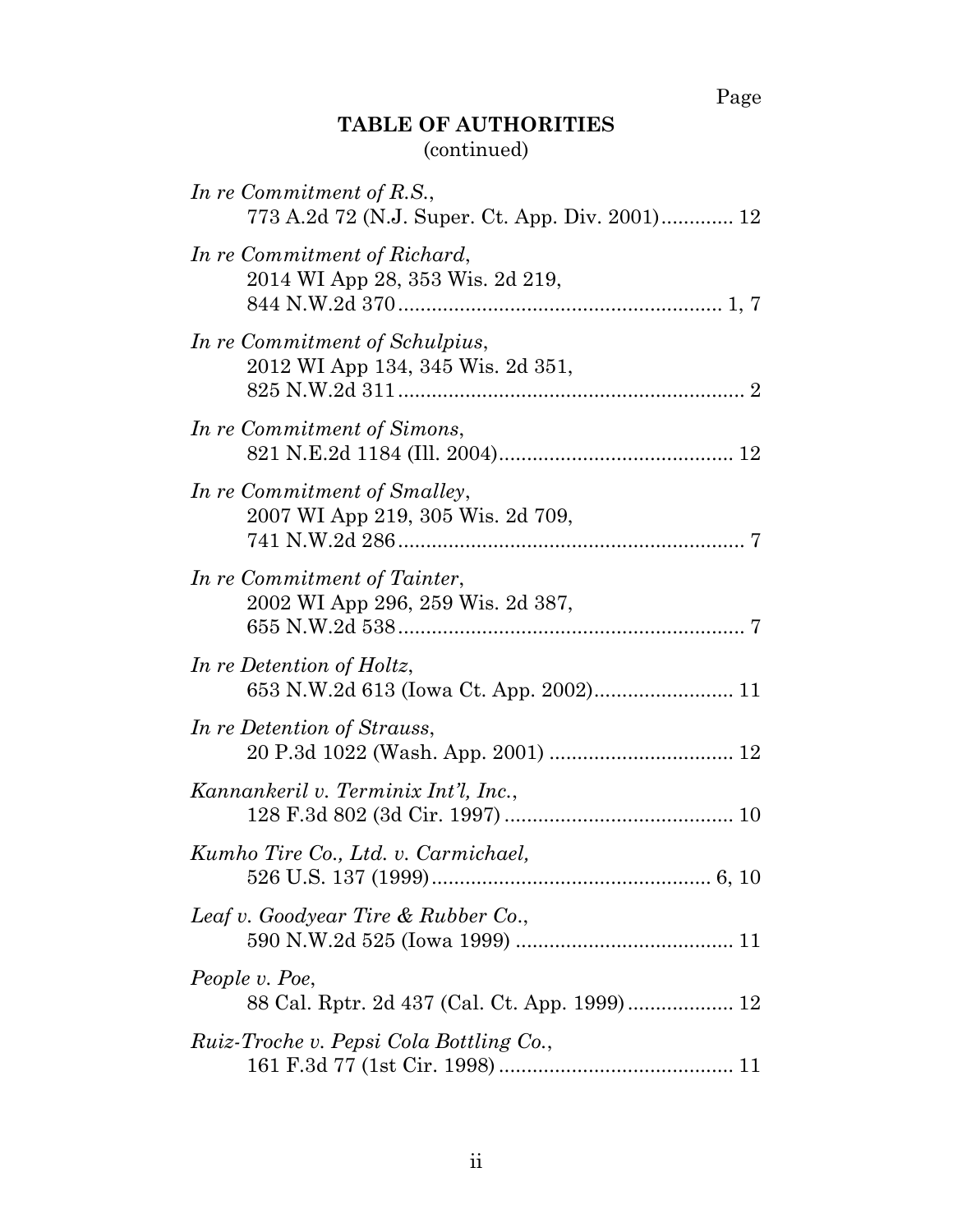Page

**TABLE OF AUTHORITIES**
(continued)

*In re Commitment of R.S.*,
773 A.2d 72 (N.J. Super. Ct. App. Div. 2001)............. 12

*In re Commitment of Richard*,
2014 WI App 28, 353 Wis. 2d 219,
844 N.W.2d 370.......................................................... 1, 7

*In re Commitment of Schulpius*,
2012 WI App 134, 345 Wis. 2d 351,
825 N.W.2d 311.............................................................. 2

*In re Commitment of Simons*,
821 N.E.2d 1184 (Ill. 2004).......................................... 12

*In re Commitment of Smalley*,
2007 WI App 219, 305 Wis. 2d 709,
741 N.W.2d 286.............................................................. 7

*In re Commitment of Tainter*,
2002 WI App 296, 259 Wis. 2d 387,
655 N.W.2d 538.............................................................. 7

*In re Detention of Holtz*,
653 N.W.2d 613 (Iowa Ct. App. 2002)......................... 11

*In re Detention of Strauss*,
20 P.3d 1022 (Wash. App. 2001) ................................. 12

*Kannankeril v. Terminix Int'l, Inc.*,
128 F.3d 802 (3d Cir. 1997).......................................... 10

*Kumho Tire Co., Ltd. v. Carmichael,*
526 U.S. 137 (1999).................................................. 6, 10

*Leaf v. Goodyear Tire & Rubber Co.*,
590 N.W.2d 525 (Iowa 1999) ....................................... 11

*People v. Poe*,
88 Cal. Rptr. 2d 437 (Cal. Ct. App. 1999)................... 12

*Ruiz-Troche v. Pepsi Cola Bottling Co.*,
161 F.3d 77 (1st Cir. 1998).......................................... 11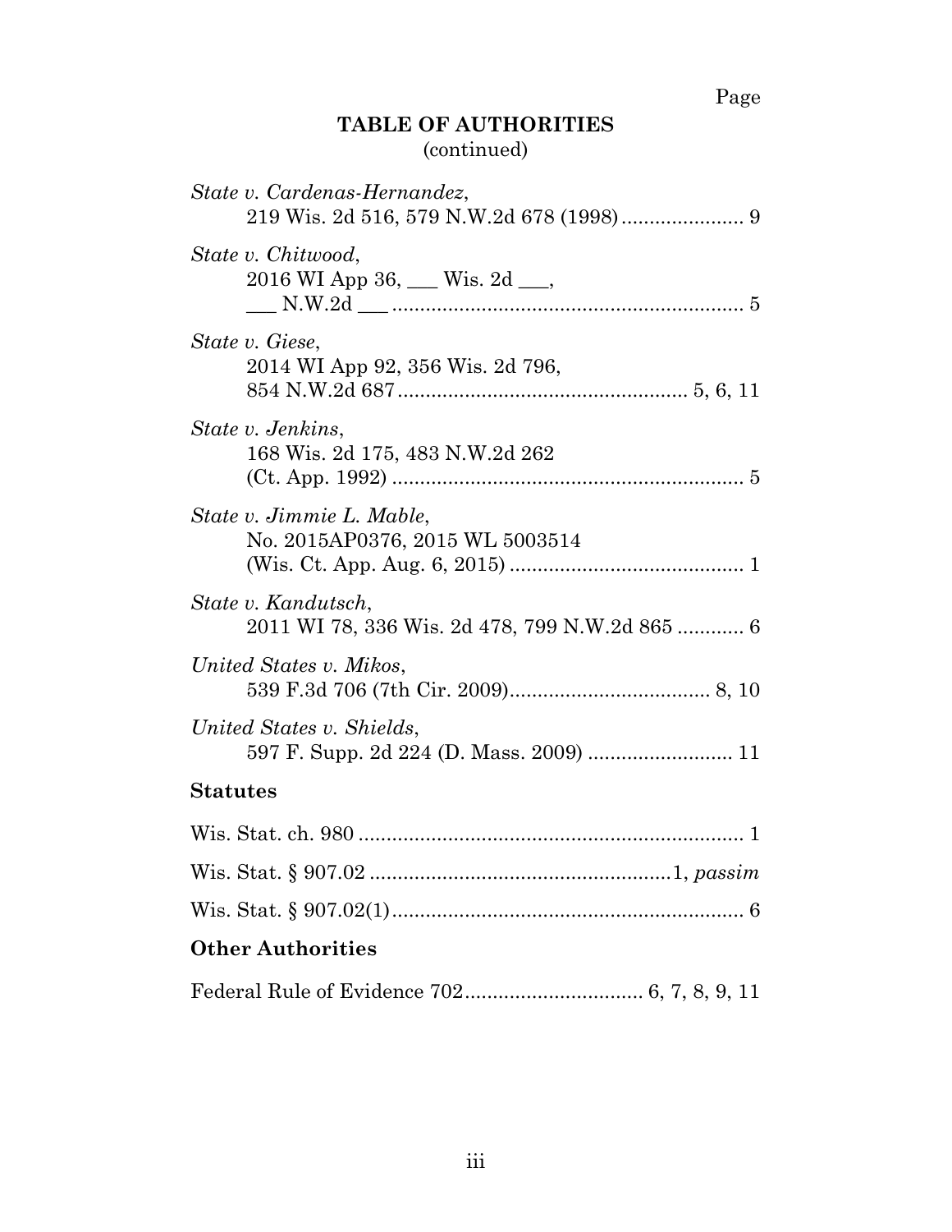Page

**TABLE OF AUTHORITIES**
(continued)

*State v. Cardenas-Hernandez*,
219 Wis. 2d 516, 579 N.W.2d 678 (1998) ...................... 9

*State v. Chitwood*,
2016 WI App 36, ___ Wis. 2d ___,
___ N.W.2d ___ ............................................................... 5

*State v. Giese*,
2014 WI App 92, 356 Wis. 2d 796,
854 N.W.2d 687 ................................................... 5, 6, 11

*State v. Jenkins*,
168 Wis. 2d 175, 483 N.W.2d 262
(Ct. App. 1992) ............................................................... 5

*State v. Jimmie L. Mable*,
No. 2015AP0376, 2015 WL 5003514
(Wis. Ct. App. Aug. 6, 2015) .......................................... 1

*State v. Kandutsch*,
2011 WI 78, 336 Wis. 2d 478, 799 N.W.2d 865 ............ 6

*United States v. Mikos*,
539 F.3d 706 (7th Cir. 2009).................................... 8, 10

*United States v. Shields*,
597 F. Supp. 2d 224 (D. Mass. 2009) .......................... 11

**Statutes**

Wis. Stat. ch. 980 ..................................................................... 1

Wis. Stat. § 907.02 .....................................................1, *passim*

Wis. Stat. § 907.02(1)............................................................... 6

**Other Authorities**

Federal Rule of Evidence 702................................ 6, 7, 8, 9, 11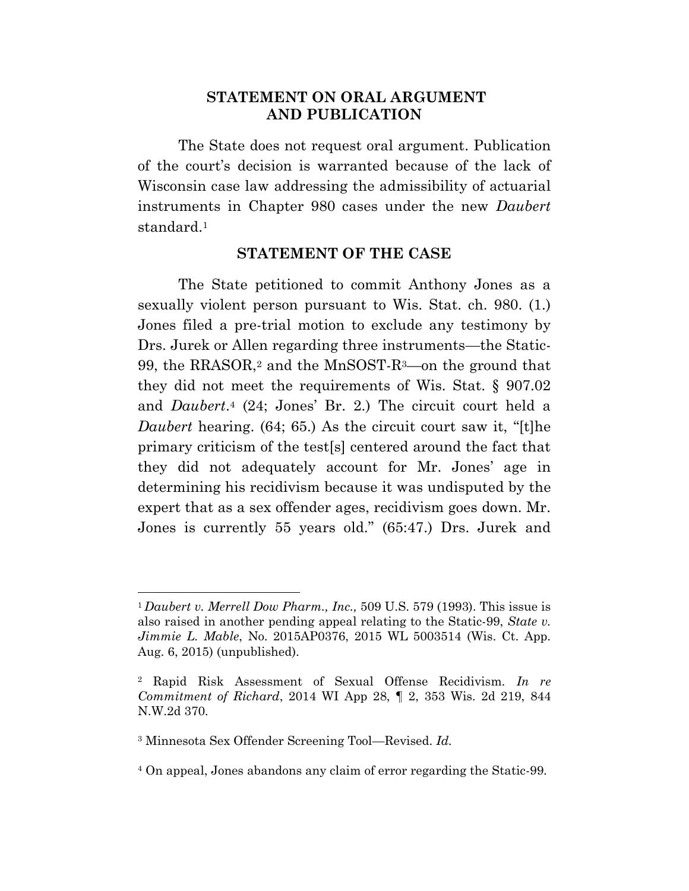## STATEMENT ON ORAL ARGUMENT AND PUBLICATION

The State does not request oral argument. Publication of the court's decision is warranted because of the lack of Wisconsin case law addressing the admissibility of actuarial instruments in Chapter 980 cases under the new *Daubert* standard.[1]

## STATEMENT OF THE CASE

The State petitioned to commit Anthony Jones as a sexually violent person pursuant to Wis. Stat. ch. 980. (1.) Jones filed a pre-trial motion to exclude any testimony by Drs. Jurek or Allen regarding three instruments—the Static-99, the RRASOR,[2] and the MnSOST-R[3]—on the ground that they did not meet the requirements of Wis. Stat. § 907.02 and *Daubert*.[4] (24; Jones' Br. 2.) The circuit court held a *Daubert* hearing. (64; 65.) As the circuit court saw it, "[t]he primary criticism of the test[s] centered around the fact that they did not adequately account for Mr. Jones' age in determining his recidivism because it was undisputed by the expert that as a sex offender ages, recidivism goes down. Mr. Jones is currently 55 years old." (65:47.) Drs. Jurek and

---

[1] *Daubert v. Merrell Dow Pharm., Inc.,* 509 U.S. 579 (1993). This issue is also raised in another pending appeal relating to the Static-99, *State v. Jimmie L. Mable*, No. 2015AP0376, 2015 WL 5003514 (Wis. Ct. App. Aug. 6, 2015) (unpublished).

[2] Rapid Risk Assessment of Sexual Offense Recidivism. *In re Commitment of Richard*, 2014 WI App 28, ¶ 2, 353 Wis. 2d 219, 844 N.W.2d 370.

[3] Minnesota Sex Offender Screening Tool—Revised. *Id.*

[4] On appeal, Jones abandons any claim of error regarding the Static-99.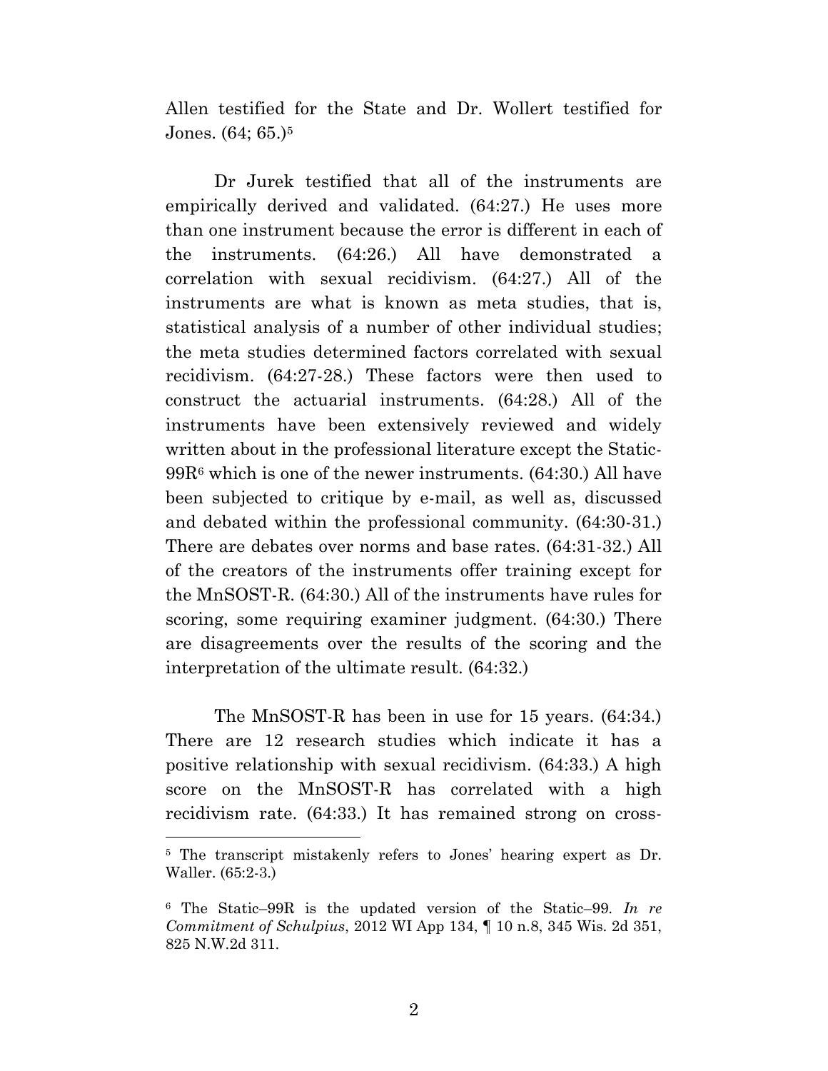Allen testified for the State and Dr. Wollert testified for Jones. (64; 65.)[5]

Dr Jurek testified that all of the instruments are empirically derived and validated. (64:27.) He uses more than one instrument because the error is different in each of the instruments. (64:26.) All have demonstrated a correlation with sexual recidivism. (64:27.) All of the instruments are what is known as meta studies, that is, statistical analysis of a number of other individual studies; the meta studies determined factors correlated with sexual recidivism. (64:27-28.) These factors were then used to construct the actuarial instruments. (64:28.) All of the instruments have been extensively reviewed and widely written about in the professional literature except the Static-99R[6] which is one of the newer instruments. (64:30.) All have been subjected to critique by e-mail, as well as, discussed and debated within the professional community. (64:30-31.) There are debates over norms and base rates. (64:31-32.) All of the creators of the instruments offer training except for the MnSOST-R. (64:30.) All of the instruments have rules for scoring, some requiring examiner judgment. (64:30.) There are disagreements over the results of the scoring and the interpretation of the ultimate result. (64:32.)

The MnSOST-R has been in use for 15 years. (64:34.) There are 12 research studies which indicate it has a positive relationship with sexual recidivism. (64:33.) A high score on the MnSOST-R has correlated with a high recidivism rate. (64:33.) It has remained strong on cross-

---

[5] The transcript mistakenly refers to Jones' hearing expert as Dr. Waller. (65:2-3.)

[6] The Static–99R is the updated version of the Static–99. *In re Commitment of Schulpius*, 2012 WI App 134, ¶ 10 n.8, 345 Wis. 2d 351, 825 N.W.2d 311.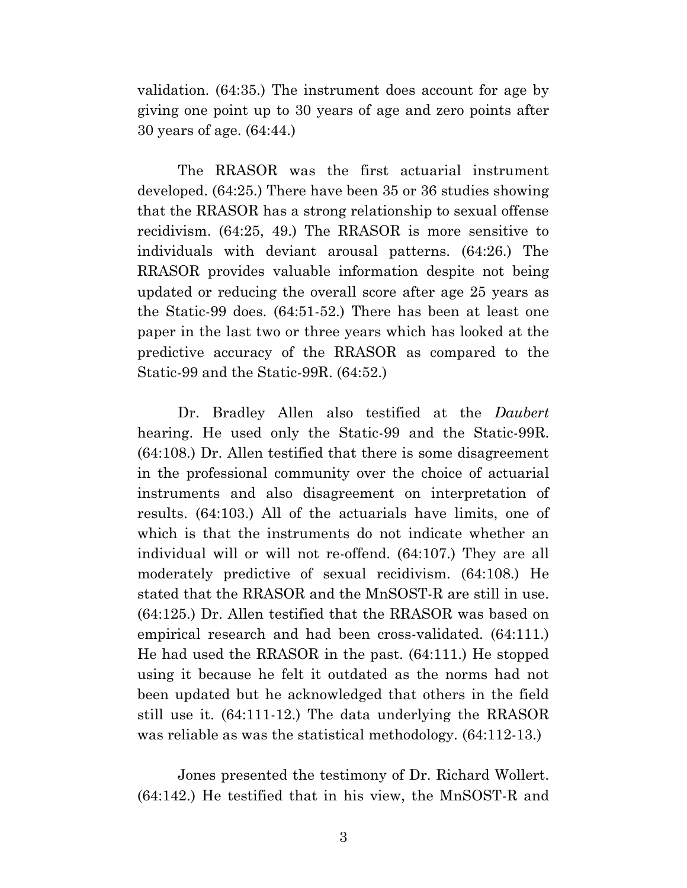validation. (64:35.) The instrument does account for age by giving one point up to 30 years of age and zero points after 30 years of age. (64:44.)

The RRASOR was the first actuarial instrument developed. (64:25.) There have been 35 or 36 studies showing that the RRASOR has a strong relationship to sexual offense recidivism. (64:25, 49.) The RRASOR is more sensitive to individuals with deviant arousal patterns. (64:26.) The RRASOR provides valuable information despite not being updated or reducing the overall score after age 25 years as the Static-99 does. (64:51-52.) There has been at least one paper in the last two or three years which has looked at the predictive accuracy of the RRASOR as compared to the Static-99 and the Static-99R. (64:52.)

Dr. Bradley Allen also testified at the *Daubert* hearing. He used only the Static-99 and the Static-99R. (64:108.) Dr. Allen testified that there is some disagreement in the professional community over the choice of actuarial instruments and also disagreement on interpretation of results. (64:103.) All of the actuarials have limits, one of which is that the instruments do not indicate whether an individual will or will not re-offend. (64:107.) They are all moderately predictive of sexual recidivism. (64:108.) He stated that the RRASOR and the MnSOST-R are still in use. (64:125.) Dr. Allen testified that the RRASOR was based on empirical research and had been cross-validated. (64:111.) He had used the RRASOR in the past. (64:111.) He stopped using it because he felt it outdated as the norms had not been updated but he acknowledged that others in the field still use it. (64:111-12.) The data underlying the RRASOR was reliable as was the statistical methodology. (64:112-13.)

Jones presented the testimony of Dr. Richard Wollert. (64:142.) He testified that in his view, the MnSOST-R and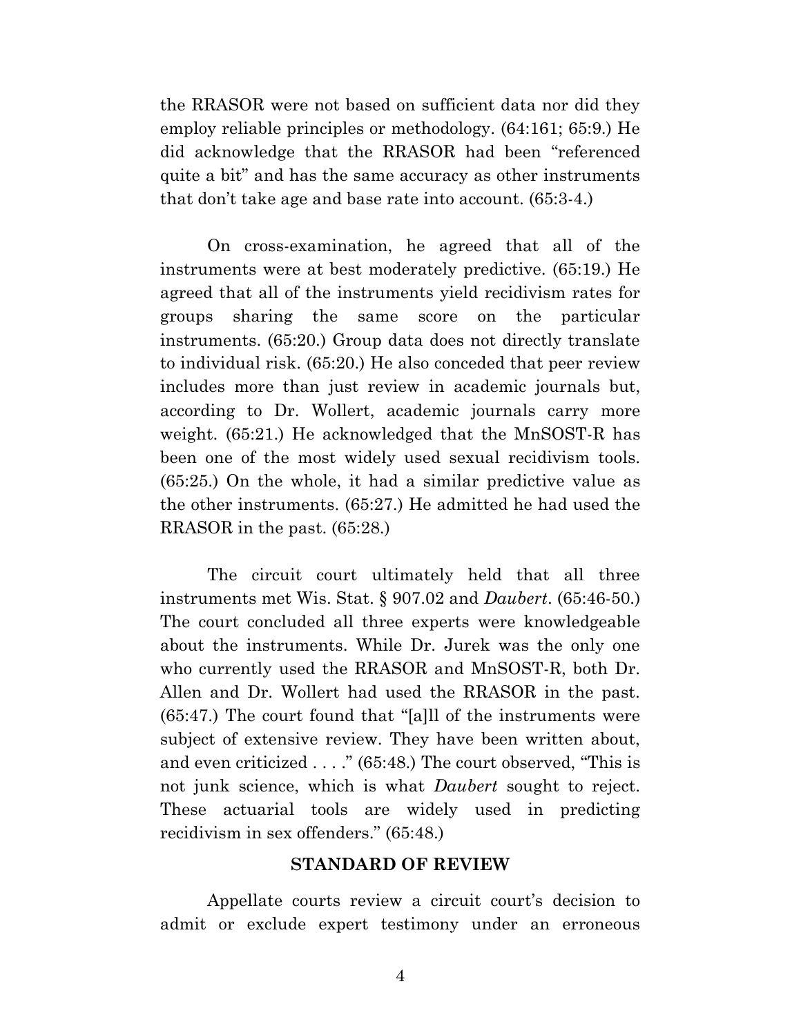the RRASOR were not based on sufficient data nor did they employ reliable principles or methodology. (64:161; 65:9.) He did acknowledge that the RRASOR had been "referenced quite a bit" and has the same accuracy as other instruments that don't take age and base rate into account. (65:3-4.)

On cross-examination, he agreed that all of the instruments were at best moderately predictive. (65:19.) He agreed that all of the instruments yield recidivism rates for groups sharing the same score on the particular instruments. (65:20.) Group data does not directly translate to individual risk. (65:20.) He also conceded that peer review includes more than just review in academic journals but, according to Dr. Wollert, academic journals carry more weight. (65:21.) He acknowledged that the MnSOST-R has been one of the most widely used sexual recidivism tools. (65:25.) On the whole, it had a similar predictive value as the other instruments. (65:27.) He admitted he had used the RRASOR in the past. (65:28.)

The circuit court ultimately held that all three instruments met Wis. Stat. § 907.02 and *Daubert*. (65:46-50.) The court concluded all three experts were knowledgeable about the instruments. While Dr. Jurek was the only one who currently used the RRASOR and MnSOST-R, both Dr. Allen and Dr. Wollert had used the RRASOR in the past. (65:47.) The court found that "[a]ll of the instruments were subject of extensive review. They have been written about, and even criticized . . . ." (65:48.) The court observed, "This is not junk science, which is what *Daubert* sought to reject. These actuarial tools are widely used in predicting recidivism in sex offenders." (65:48.)

## STANDARD OF REVIEW

Appellate courts review a circuit court's decision to admit or exclude expert testimony under an erroneous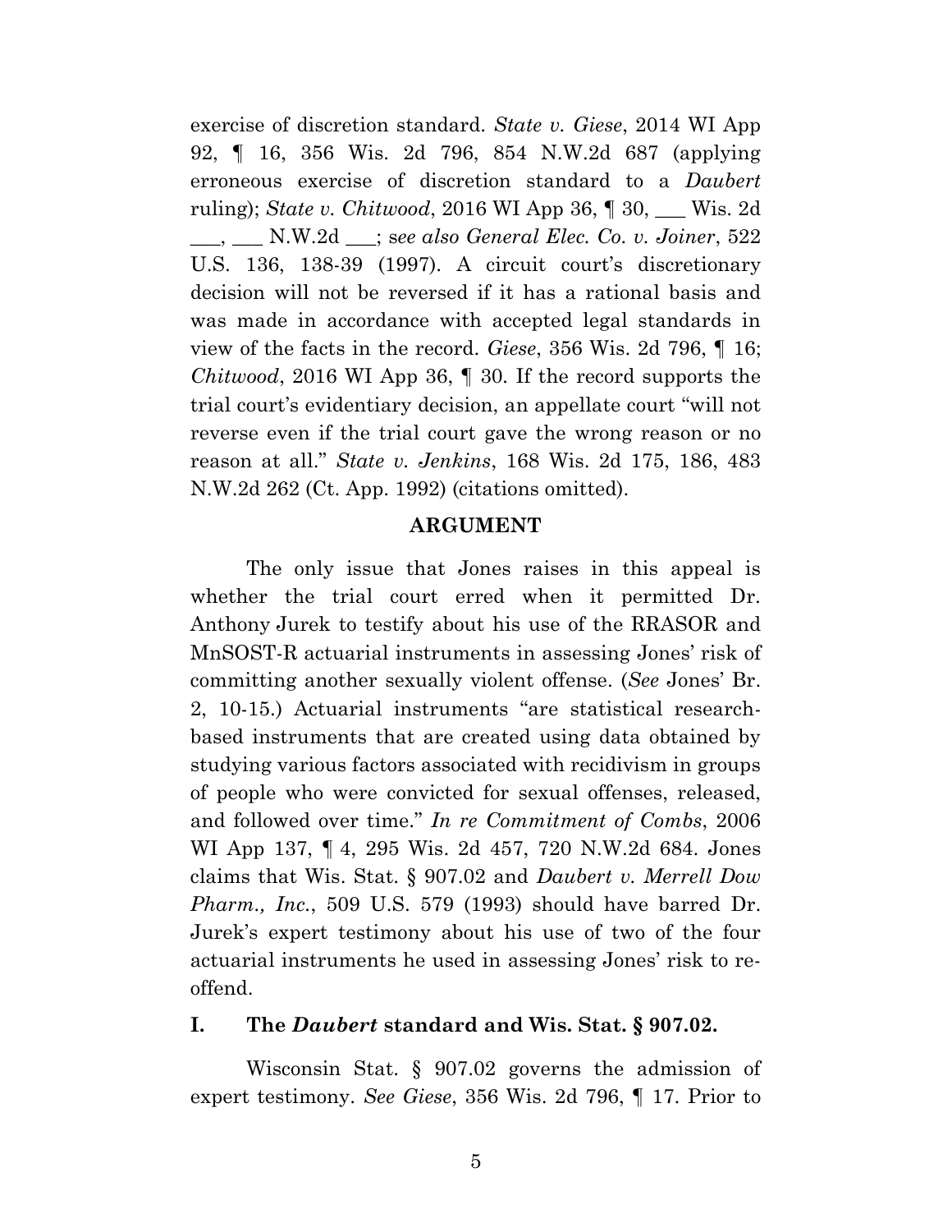exercise of discretion standard. *State v. Giese*, 2014 WI App 92, ¶ 16, 356 Wis. 2d 796, 854 N.W.2d 687 (applying erroneous exercise of discretion standard to a *Daubert* ruling); *State v. Chitwood*, 2016 WI App 36, ¶ 30, ___ Wis. 2d ___, ___ N.W.2d ___; s*ee also General Elec. Co. v. Joiner*, 522 U.S. 136, 138-39 (1997). A circuit court's discretionary decision will not be reversed if it has a rational basis and was made in accordance with accepted legal standards in view of the facts in the record. *Giese*, 356 Wis. 2d 796, ¶ 16; *Chitwood*, 2016 WI App 36, ¶ 30. If the record supports the trial court's evidentiary decision, an appellate court "will not reverse even if the trial court gave the wrong reason or no reason at all." *State v. Jenkins*, 168 Wis. 2d 175, 186, 483 N.W.2d 262 (Ct. App. 1992) (citations omitted).

## ARGUMENT

The only issue that Jones raises in this appeal is whether the trial court erred when it permitted Dr. Anthony Jurek to testify about his use of the RRASOR and MnSOST-R actuarial instruments in assessing Jones' risk of committing another sexually violent offense. (*See* Jones' Br. 2, 10-15.) Actuarial instruments "are statistical research-based instruments that are created using data obtained by studying various factors associated with recidivism in groups of people who were convicted for sexual offenses, released, and followed over time." *In re Commitment of Combs*, 2006 WI App 137, ¶ 4, 295 Wis. 2d 457, 720 N.W.2d 684. Jones claims that Wis. Stat. § 907.02 and *Daubert v. Merrell Dow Pharm., Inc.*, 509 U.S. 579 (1993) should have barred Dr. Jurek's expert testimony about his use of two of the four actuarial instruments he used in assessing Jones' risk to re-offend.

### I. The *Daubert* standard and Wis. Stat. § 907.02.

Wisconsin Stat. § 907.02 governs the admission of expert testimony. *See Giese*, 356 Wis. 2d 796, ¶ 17. Prior to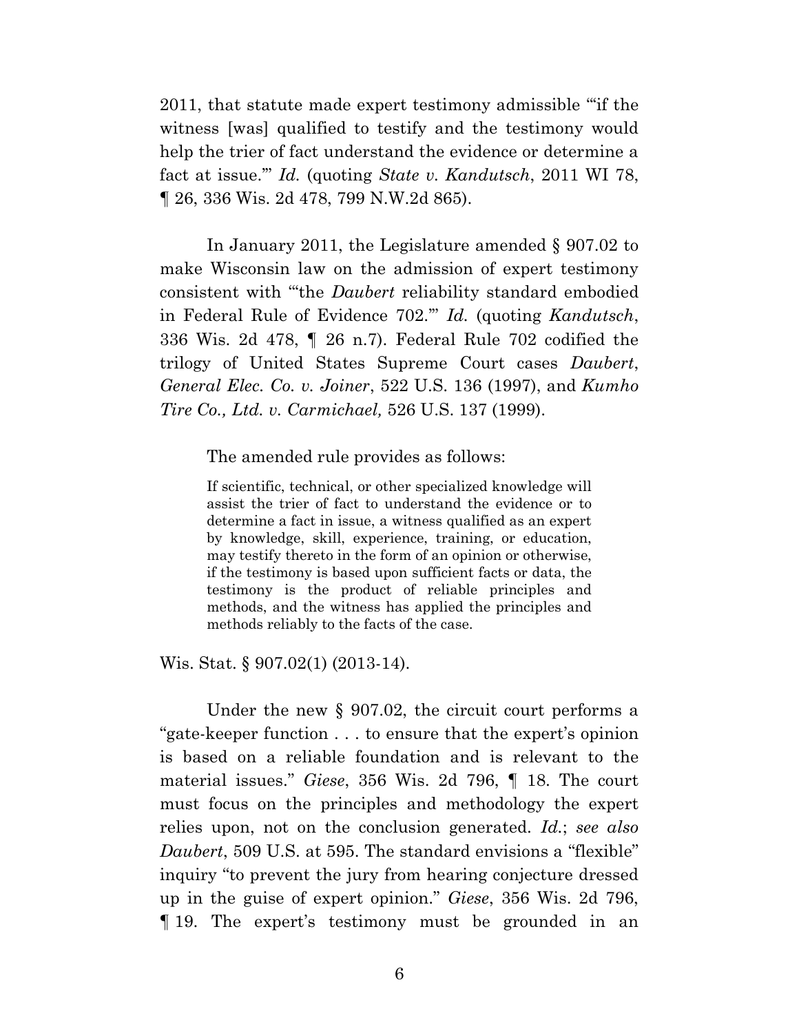2011, that statute made expert testimony admissible "'if the witness [was] qualified to testify and the testimony would help the trier of fact understand the evidence or determine a fact at issue.'" *Id.* (quoting *State v. Kandutsch*, 2011 WI 78, ¶ 26, 336 Wis. 2d 478, 799 N.W.2d 865).

In January 2011, the Legislature amended § 907.02 to make Wisconsin law on the admission of expert testimony consistent with "'the *Daubert* reliability standard embodied in Federal Rule of Evidence 702.'" *Id.* (quoting *Kandutsch*, 336 Wis. 2d 478, ¶ 26 n.7). Federal Rule 702 codified the trilogy of United States Supreme Court cases *Daubert*, *General Elec. Co. v. Joiner*, 522 U.S. 136 (1997), and *Kumho Tire Co., Ltd. v. Carmichael,* 526 U.S. 137 (1999).

The amended rule provides as follows:

> If scientific, technical, or other specialized knowledge will assist the trier of fact to understand the evidence or to determine a fact in issue, a witness qualified as an expert by knowledge, skill, experience, training, or education, may testify thereto in the form of an opinion or otherwise, if the testimony is based upon sufficient facts or data, the testimony is the product of reliable principles and methods, and the witness has applied the principles and methods reliably to the facts of the case.

Wis. Stat. § 907.02(1) (2013-14).

Under the new § 907.02, the circuit court performs a "gate-keeper function . . . to ensure that the expert's opinion is based on a reliable foundation and is relevant to the material issues." *Giese*, 356 Wis. 2d 796, ¶ 18. The court must focus on the principles and methodology the expert relies upon, not on the conclusion generated. *Id.*; *see also Daubert*, 509 U.S. at 595. The standard envisions a "flexible" inquiry "to prevent the jury from hearing conjecture dressed up in the guise of expert opinion." *Giese*, 356 Wis. 2d 796, ¶ 19. The expert's testimony must be grounded in an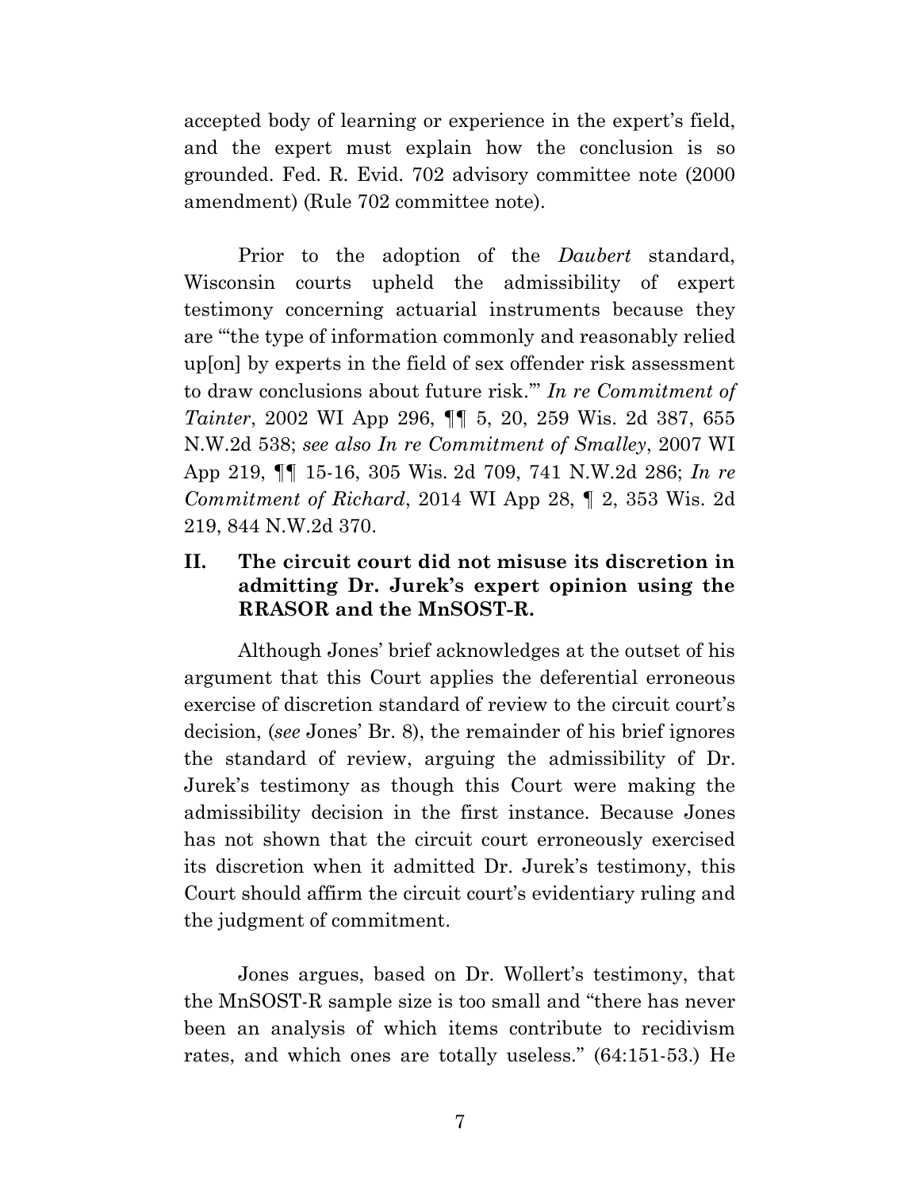accepted body of learning or experience in the expert's field, and the expert must explain how the conclusion is so grounded. Fed. R. Evid. 702 advisory committee note (2000 amendment) (Rule 702 committee note).

Prior to the adoption of the *Daubert* standard, Wisconsin courts upheld the admissibility of expert testimony concerning actuarial instruments because they are "'the type of information commonly and reasonably relied up[on] by experts in the field of sex offender risk assessment to draw conclusions about future risk.'" *In re Commitment of Tainter*, 2002 WI App 296, ¶¶ 5, 20, 259 Wis. 2d 387, 655 N.W.2d 538; *see also In re Commitment of Smalley*, 2007 WI App 219, ¶¶ 15-16, 305 Wis. 2d 709, 741 N.W.2d 286; *In re Commitment of Richard*, 2014 WI App 28, ¶ 2, 353 Wis. 2d 219, 844 N.W.2d 370.

## II. The circuit court did not misuse its discretion in admitting Dr. Jurek's expert opinion using the RRASOR and the MnSOST-R.

Although Jones' brief acknowledges at the outset of his argument that this Court applies the deferential erroneous exercise of discretion standard of review to the circuit court's decision, (*see* Jones' Br. 8), the remainder of his brief ignores the standard of review, arguing the admissibility of Dr. Jurek's testimony as though this Court were making the admissibility decision in the first instance. Because Jones has not shown that the circuit court erroneously exercised its discretion when it admitted Dr. Jurek's testimony, this Court should affirm the circuit court's evidentiary ruling and the judgment of commitment.

Jones argues, based on Dr. Wollert's testimony, that the MnSOST-R sample size is too small and "there has never been an analysis of which items contribute to recidivism rates, and which ones are totally useless." (64:151-53.) He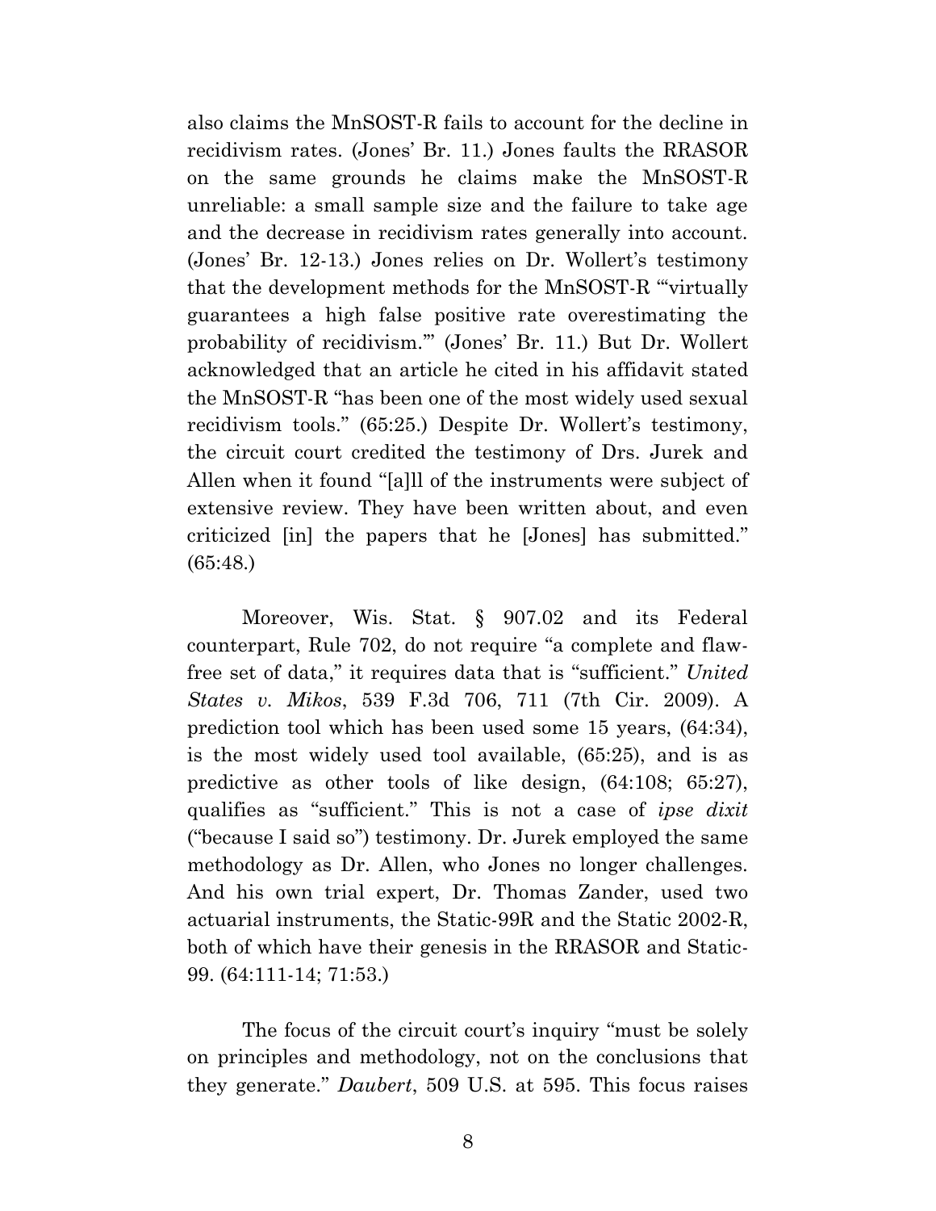also claims the MnSOST-R fails to account for the decline in recidivism rates. (Jones' Br. 11.) Jones faults the RRASOR on the same grounds he claims make the MnSOST-R unreliable: a small sample size and the failure to take age and the decrease in recidivism rates generally into account. (Jones' Br. 12-13.) Jones relies on Dr. Wollert's testimony that the development methods for the MnSOST-R "'virtually guarantees a high false positive rate overestimating the probability of recidivism.'" (Jones' Br. 11.) But Dr. Wollert acknowledged that an article he cited in his affidavit stated the MnSOST-R "has been one of the most widely used sexual recidivism tools." (65:25.) Despite Dr. Wollert's testimony, the circuit court credited the testimony of Drs. Jurek and Allen when it found "[a]ll of the instruments were subject of extensive review. They have been written about, and even criticized [in] the papers that he [Jones] has submitted." (65:48.)

Moreover, Wis. Stat. § 907.02 and its Federal counterpart, Rule 702, do not require "a complete and flaw-free set of data," it requires data that is "sufficient." *United States v. Mikos*, 539 F.3d 706, 711 (7th Cir. 2009). A prediction tool which has been used some 15 years, (64:34), is the most widely used tool available, (65:25), and is as predictive as other tools of like design, (64:108; 65:27), qualifies as "sufficient." This is not a case of *ipse dixit* ("because I said so") testimony. Dr. Jurek employed the same methodology as Dr. Allen, who Jones no longer challenges. And his own trial expert, Dr. Thomas Zander, used two actuarial instruments, the Static-99R and the Static 2002-R, both of which have their genesis in the RRASOR and Static-99. (64:111-14; 71:53.)

The focus of the circuit court's inquiry "must be solely on principles and methodology, not on the conclusions that they generate." *Daubert*, 509 U.S. at 595. This focus raises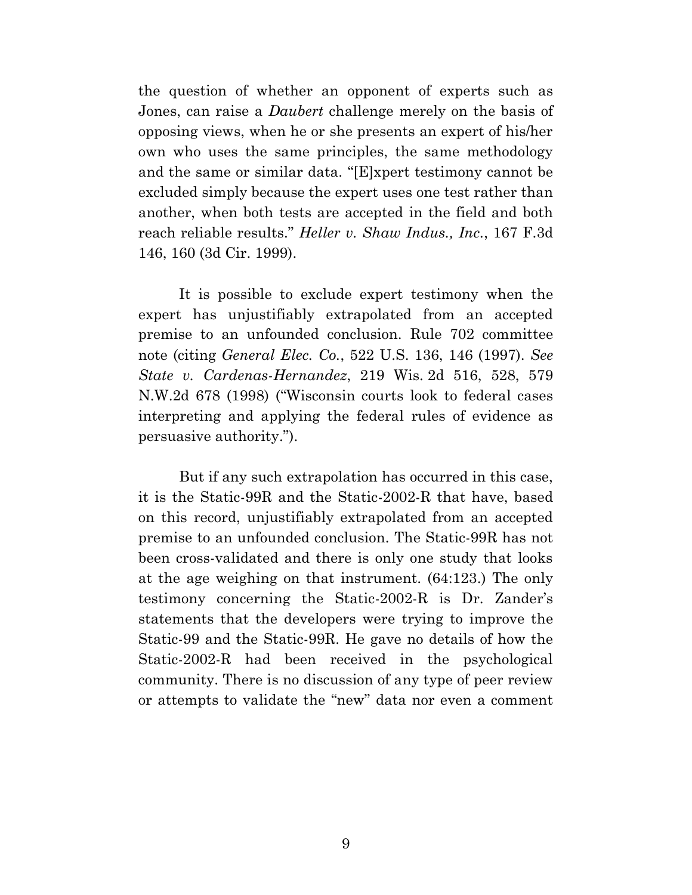the question of whether an opponent of experts such as Jones, can raise a *Daubert* challenge merely on the basis of opposing views, when he or she presents an expert of his/her own who uses the same principles, the same methodology and the same or similar data. "[E]xpert testimony cannot be excluded simply because the expert uses one test rather than another, when both tests are accepted in the field and both reach reliable results." *Heller v. Shaw Indus., Inc.*, 167 F.3d 146, 160 (3d Cir. 1999).

It is possible to exclude expert testimony when the expert has unjustifiably extrapolated from an accepted premise to an unfounded conclusion. Rule 702 committee note (citing *General Elec. Co.*, 522 U.S. 136, 146 (1997). *See State v. Cardenas-Hernandez*, 219 Wis. 2d 516, 528, 579 N.W.2d 678 (1998) ("Wisconsin courts look to federal cases interpreting and applying the federal rules of evidence as persuasive authority.").

But if any such extrapolation has occurred in this case, it is the Static-99R and the Static-2002-R that have, based on this record, unjustifiably extrapolated from an accepted premise to an unfounded conclusion. The Static-99R has not been cross-validated and there is only one study that looks at the age weighing on that instrument. (64:123.) The only testimony concerning the Static-2002-R is Dr. Zander's statements that the developers were trying to improve the Static-99 and the Static-99R. He gave no details of how the Static-2002-R had been received in the psychological community. There is no discussion of any type of peer review or attempts to validate the "new" data nor even a comment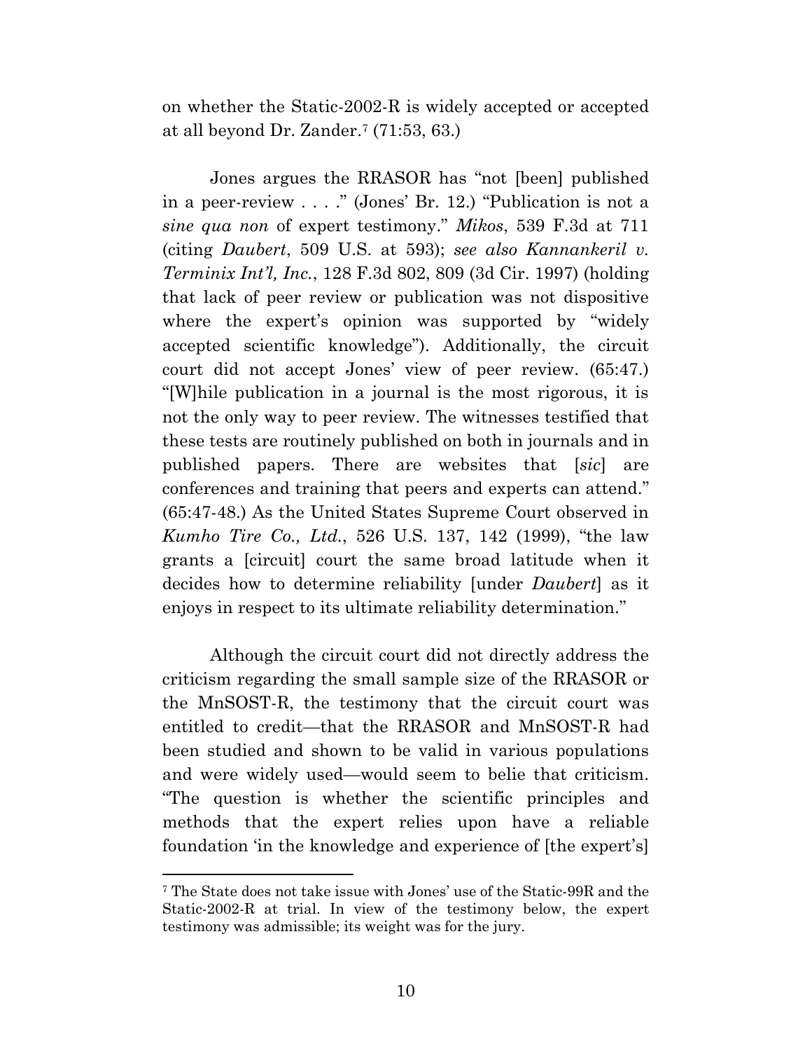on whether the Static-2002-R is widely accepted or accepted at all beyond Dr. Zander.[7] (71:53, 63.)

Jones argues the RRASOR has "not [been] published in a peer-review . . . ." (Jones' Br. 12.) "Publication is not a *sine qua non* of expert testimony." *Mikos*, 539 F.3d at 711 (citing *Daubert*, 509 U.S. at 593); *see also Kannankeril v. Terminix Int'l, Inc.*, 128 F.3d 802, 809 (3d Cir. 1997) (holding that lack of peer review or publication was not dispositive where the expert's opinion was supported by "widely accepted scientific knowledge"). Additionally, the circuit court did not accept Jones' view of peer review. (65:47.) "[W]hile publication in a journal is the most rigorous, it is not the only way to peer review. The witnesses testified that these tests are routinely published on both in journals and in published papers. There are websites that [*sic*] are conferences and training that peers and experts can attend." (65:47-48.) As the United States Supreme Court observed in *Kumho Tire Co., Ltd.*, 526 U.S. 137, 142 (1999), "the law grants a [circuit] court the same broad latitude when it decides how to determine reliability [under *Daubert*] as it enjoys in respect to its ultimate reliability determination."

Although the circuit court did not directly address the criticism regarding the small sample size of the RRASOR or the MnSOST-R, the testimony that the circuit court was entitled to credit—that the RRASOR and MnSOST-R had been studied and shown to be valid in various populations and were widely used—would seem to belie that criticism. "The question is whether the scientific principles and methods that the expert relies upon have a reliable foundation 'in the knowledge and experience of [the expert's]

---

[7] The State does not take issue with Jones' use of the Static-99R and the Static-2002-R at trial. In view of the testimony below, the expert testimony was admissible; its weight was for the jury.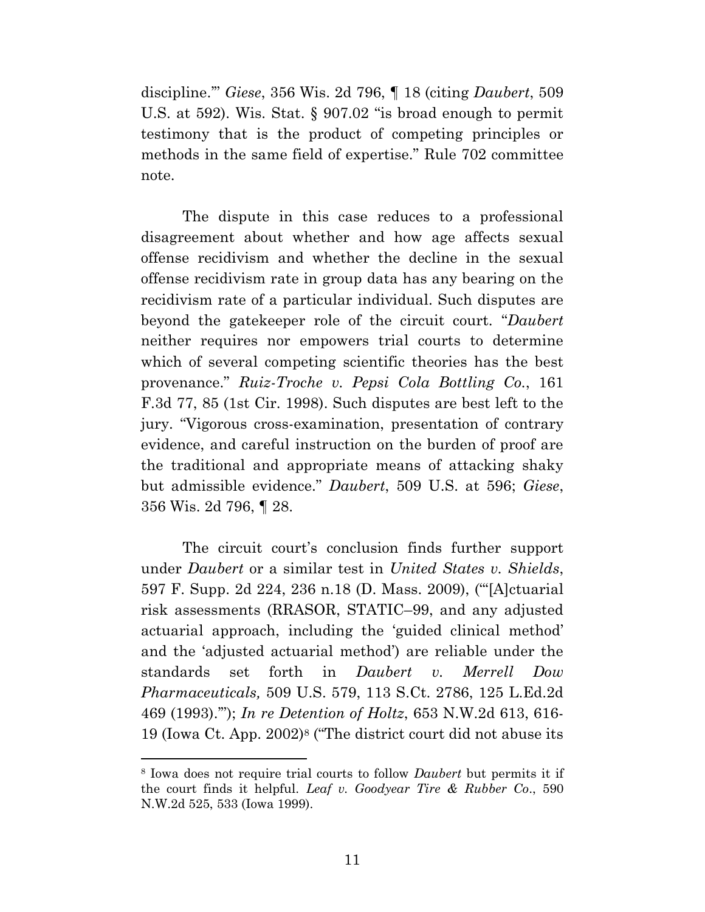discipline.'" *Giese*, 356 Wis. 2d 796, ¶ 18 (citing *Daubert*, 509 U.S. at 592). Wis. Stat. § 907.02 "is broad enough to permit testimony that is the product of competing principles or methods in the same field of expertise." Rule 702 committee note.

The dispute in this case reduces to a professional disagreement about whether and how age affects sexual offense recidivism and whether the decline in the sexual offense recidivism rate in group data has any bearing on the recidivism rate of a particular individual. Such disputes are beyond the gatekeeper role of the circuit court. "*Daubert* neither requires nor empowers trial courts to determine which of several competing scientific theories has the best provenance." *Ruiz-Troche v. Pepsi Cola Bottling Co.*, 161 F.3d 77, 85 (1st Cir. 1998). Such disputes are best left to the jury. "Vigorous cross-examination, presentation of contrary evidence, and careful instruction on the burden of proof are the traditional and appropriate means of attacking shaky but admissible evidence." *Daubert*, 509 U.S. at 596; *Giese*, 356 Wis. 2d 796, ¶ 28.

The circuit court's conclusion finds further support under *Daubert* or a similar test in *United States v. Shields*, 597 F. Supp. 2d 224, 236 n.18 (D. Mass. 2009), ("'[A]ctuarial risk assessments (RRASOR, STATIC–99, and any adjusted actuarial approach, including the 'guided clinical method' and the 'adjusted actuarial method') are reliable under the standards set forth in *Daubert v. Merrell Dow Pharmaceuticals,* 509 U.S. 579, 113 S.Ct. 2786, 125 L.Ed.2d 469 (1993).'"); *In re Detention of Holtz*, 653 N.W.2d 613, 616-19 (Iowa Ct. App. 2002)[8] ("The district court did not abuse its

---

[8] Iowa does not require trial courts to follow *Daubert* but permits it if the court finds it helpful. *Leaf v. Goodyear Tire & Rubber Co*., 590 N.W.2d 525, 533 (Iowa 1999).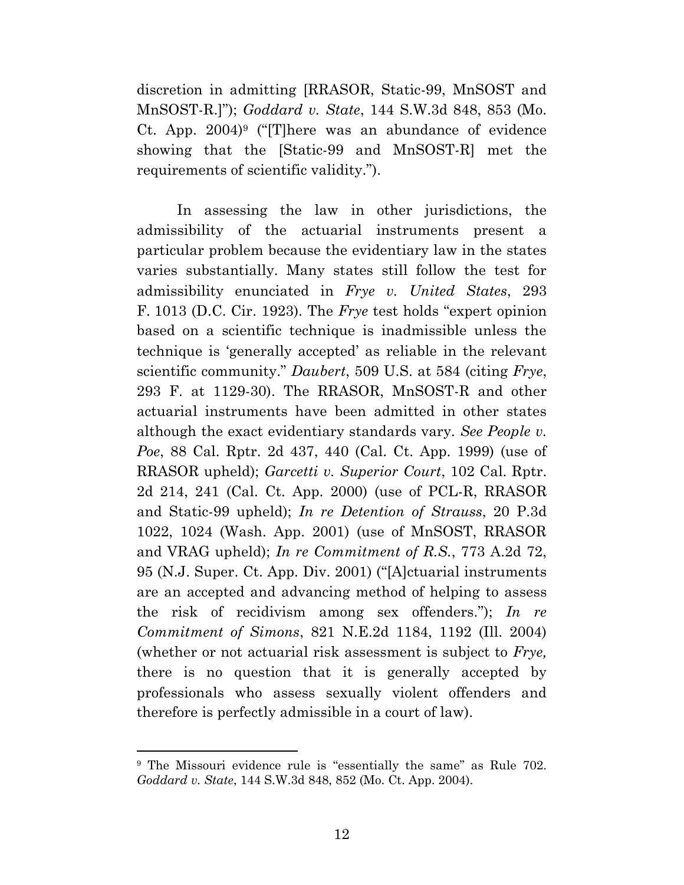discretion in admitting [RRASOR, Static-99, MnSOST and MnSOST-R.]"); *Goddard v. State*, 144 S.W.3d 848, 853 (Mo. Ct. App. 2004)[9] ("[T]here was an abundance of evidence showing that the [Static-99 and MnSOST-R] met the requirements of scientific validity.").

In assessing the law in other jurisdictions, the admissibility of the actuarial instruments present a particular problem because the evidentiary law in the states varies substantially. Many states still follow the test for admissibility enunciated in *Frye v. United States*, 293 F. 1013 (D.C. Cir. 1923). The *Frye* test holds "expert opinion based on a scientific technique is inadmissible unless the technique is 'generally accepted' as reliable in the relevant scientific community." *Daubert*, 509 U.S. at 584 (citing *Frye*, 293 F. at 1129-30). The RRASOR, MnSOST-R and other actuarial instruments have been admitted in other states although the exact evidentiary standards vary. *See People v. Poe*, 88 Cal. Rptr. 2d 437, 440 (Cal. Ct. App. 1999) (use of RRASOR upheld); *Garcetti v. Superior Court*, 102 Cal. Rptr. 2d 214, 241 (Cal. Ct. App. 2000) (use of PCL-R, RRASOR and Static-99 upheld); *In re Detention of Strauss*, 20 P.3d 1022, 1024 (Wash. App. 2001) (use of MnSOST, RRASOR and VRAG upheld); *In re Commitment of R.S.*, 773 A.2d 72, 95 (N.J. Super. Ct. App. Div. 2001) ("[A]ctuarial instruments are an accepted and advancing method of helping to assess the risk of recidivism among sex offenders."); *In re Commitment of Simons*, 821 N.E.2d 1184, 1192 (Ill. 2004) (whether or not actuarial risk assessment is subject to *Frye,* there is no question that it is generally accepted by professionals who assess sexually violent offenders and therefore is perfectly admissible in a court of law).

---

[9] The Missouri evidence rule is "essentially the same" as Rule 702. *Goddard v. State*, 144 S.W.3d 848, 852 (Mo. Ct. App. 2004).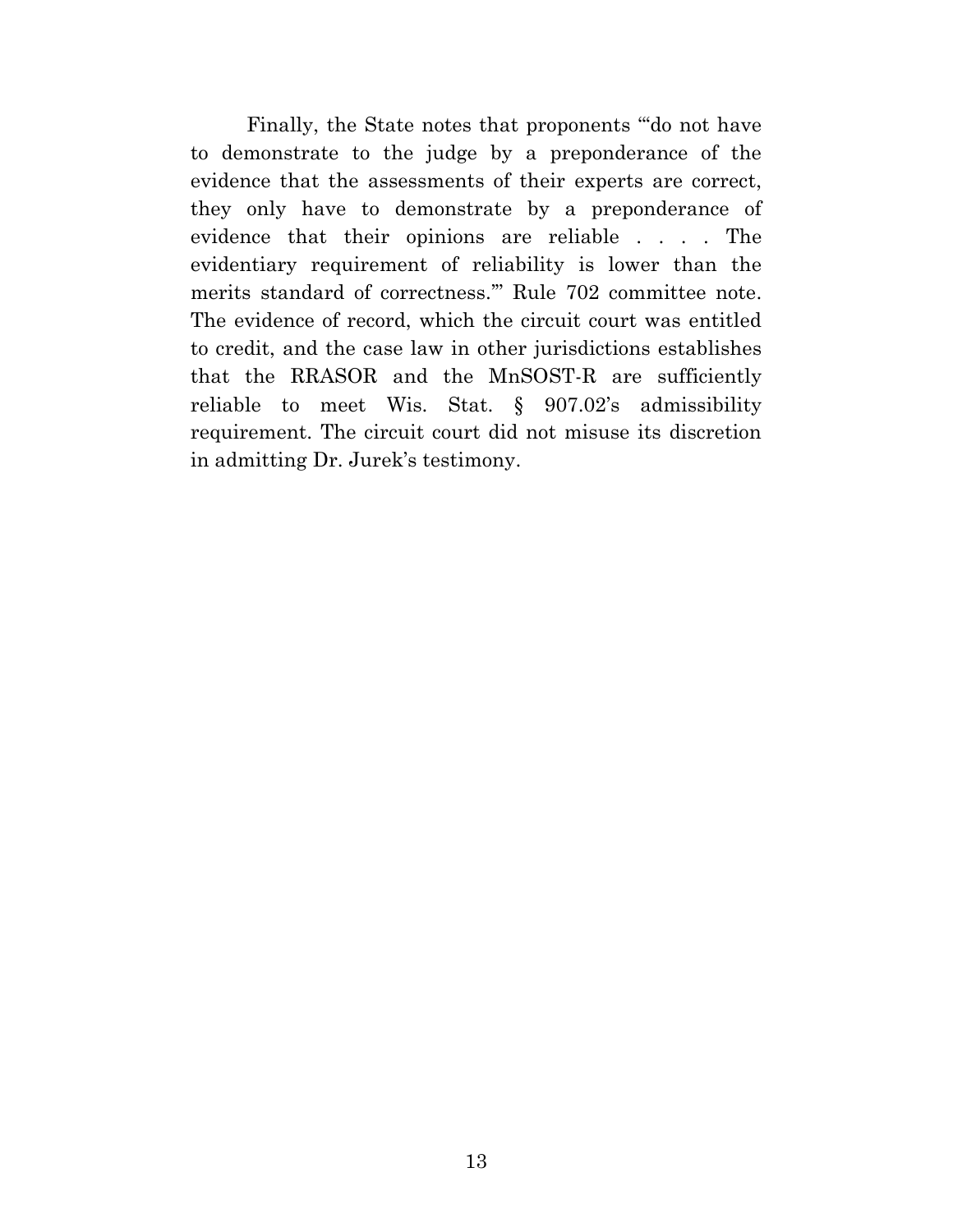Finally, the State notes that proponents "'do not have to demonstrate to the judge by a preponderance of the evidence that the assessments of their experts are correct, they only have to demonstrate by a preponderance of evidence that their opinions are reliable . . . . The evidentiary requirement of reliability is lower than the merits standard of correctness.'" Rule 702 committee note. The evidence of record, which the circuit court was entitled to credit, and the case law in other jurisdictions establishes that the RRASOR and the MnSOST-R are sufficiently reliable to meet Wis. Stat. § 907.02's admissibility requirement. The circuit court did not misuse its discretion in admitting Dr. Jurek's testimony.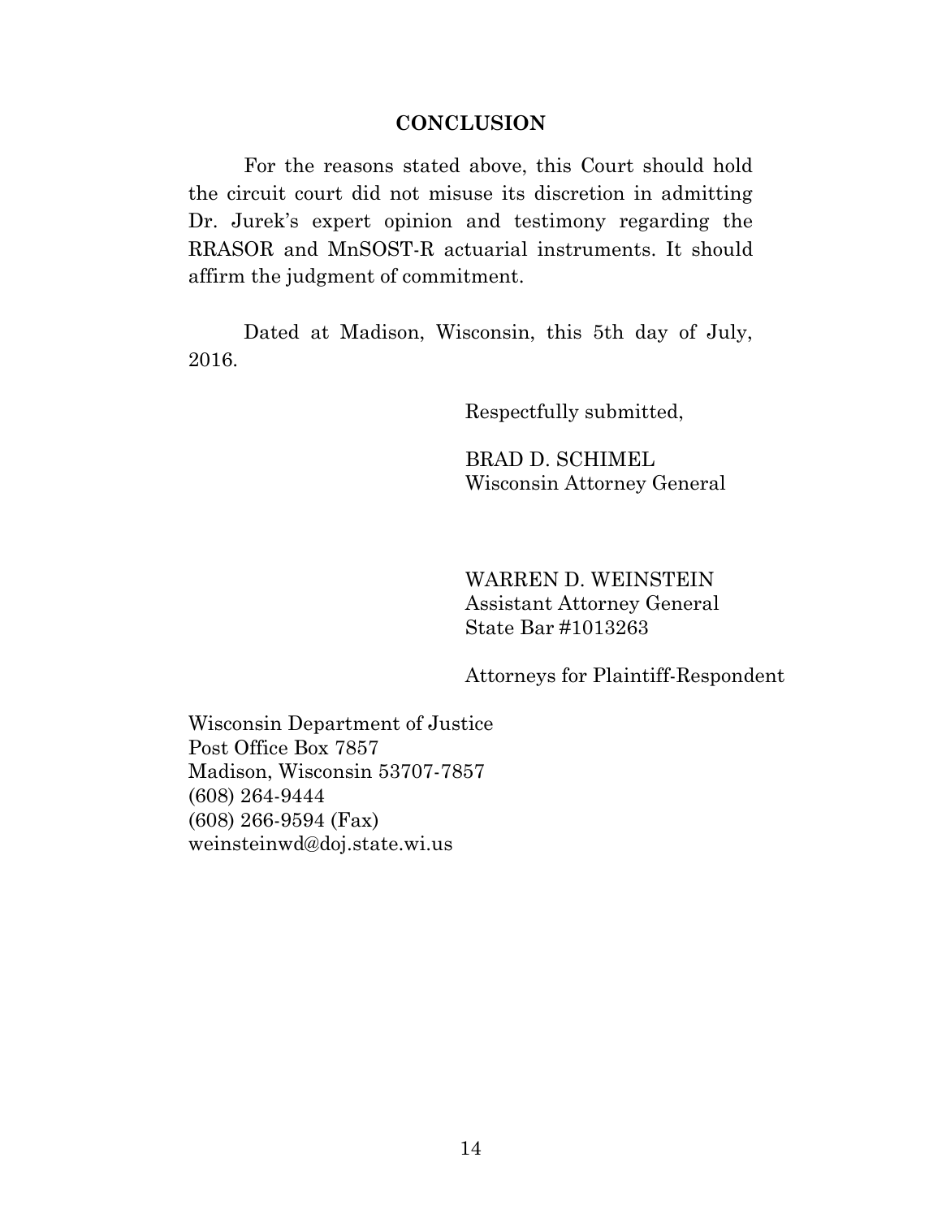## CONCLUSION

For the reasons stated above, this Court should hold the circuit court did not misuse its discretion in admitting Dr. Jurek's expert opinion and testimony regarding the RRASOR and MnSOST-R actuarial instruments. It should affirm the judgment of commitment.

Dated at Madison, Wisconsin, this 5th day of July, 2016.

Respectfully submitted,

BRAD D. SCHIMEL
Wisconsin Attorney General

WARREN D. WEINSTEIN
Assistant Attorney General
State Bar #1013263

Attorneys for Plaintiff-Respondent

Wisconsin Department of Justice
Post Office Box 7857
Madison, Wisconsin 53707-7857
(608) 264-9444
(608) 266-9594 (Fax)
weinsteinwd@doj.state.wi.us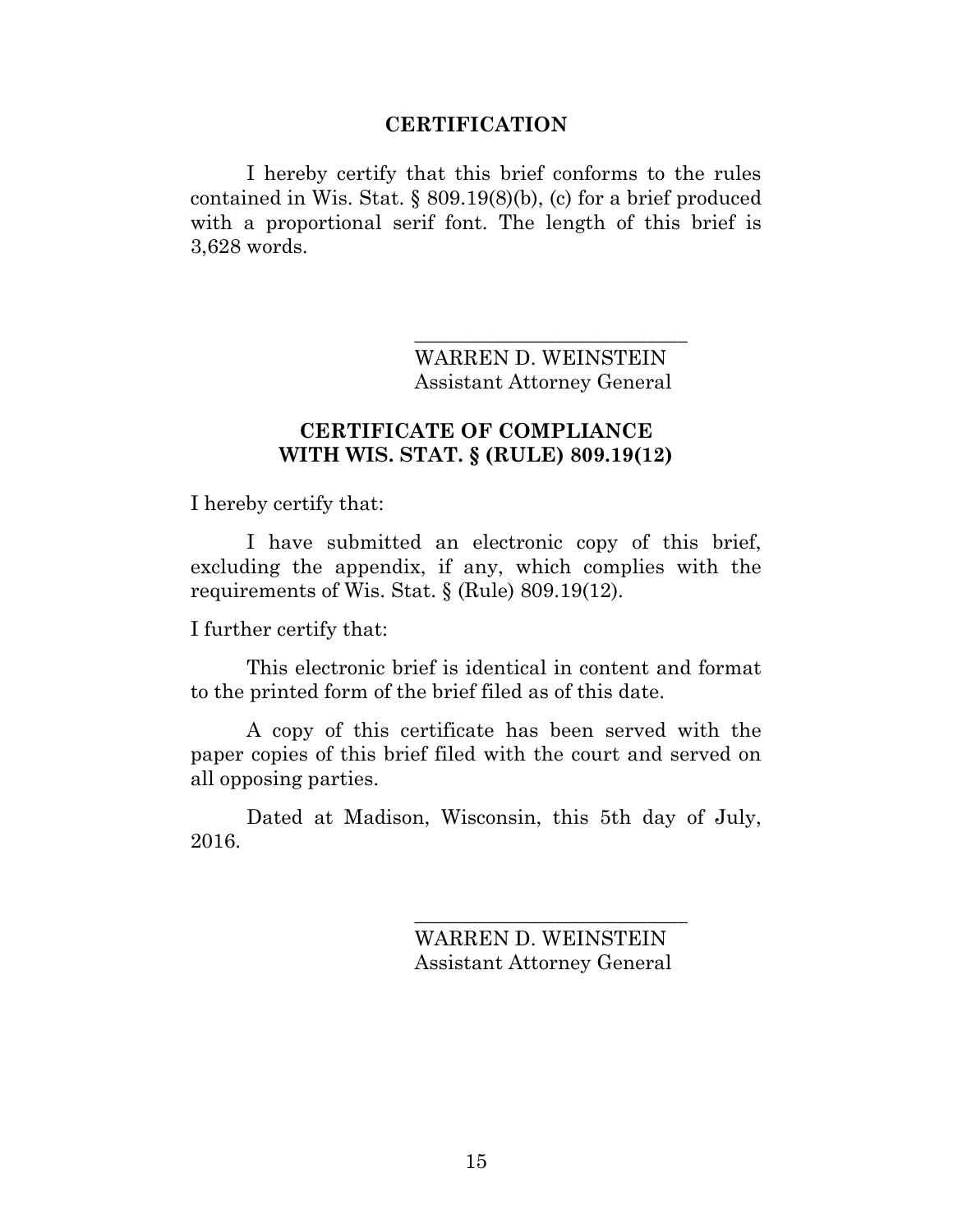## CERTIFICATION

I hereby certify that this brief conforms to the rules contained in Wis. Stat. § 809.19(8)(b), (c) for a brief produced with a proportional serif font. The length of this brief is 3,628 words.

\_\_\_\_\_\_\_\_\_\_\_\_\_\_\_\_\_\_\_\_\_\_\_\_\_\_\_\_
WARREN D. WEINSTEIN
Assistant Attorney General

## CERTIFICATE OF COMPLIANCE WITH WIS. STAT. § (RULE) 809.19(12)

I hereby certify that:

I have submitted an electronic copy of this brief, excluding the appendix, if any, which complies with the requirements of Wis. Stat. § (Rule) 809.19(12).

I further certify that:

This electronic brief is identical in content and format to the printed form of the brief filed as of this date.

A copy of this certificate has been served with the paper copies of this brief filed with the court and served on all opposing parties.

Dated at Madison, Wisconsin, this 5th day of July, 2016.

\_\_\_\_\_\_\_\_\_\_\_\_\_\_\_\_\_\_\_\_\_\_\_\_\_\_\_\_
WARREN D. WEINSTEIN
Assistant Attorney General